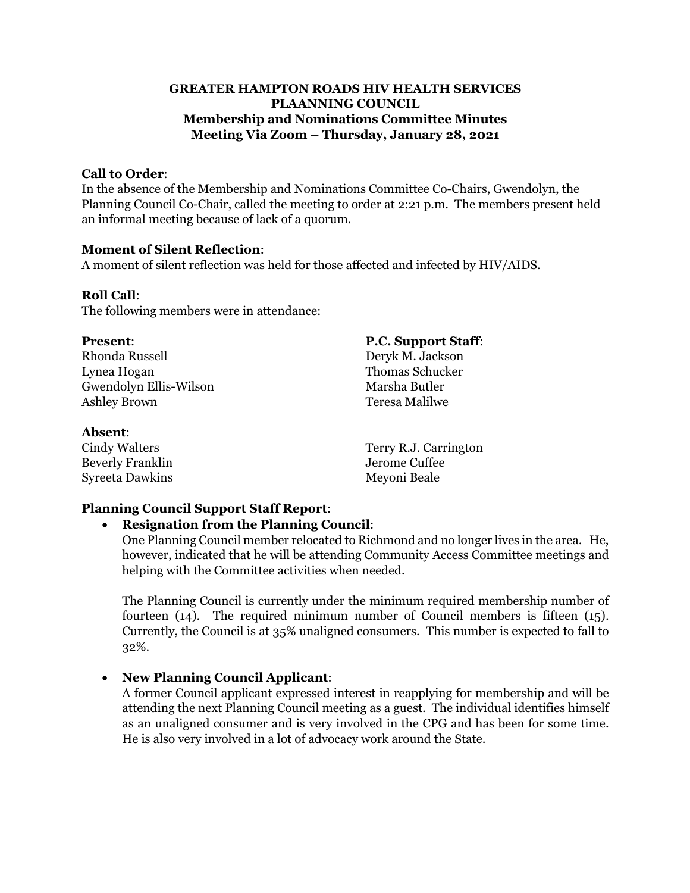**GREATER HAMPTON ROADS HIV HEALTH SERVICES PLAANNING COUNCIL**
**Membership and Nominations Committee Minutes**
**Meeting Via Zoom – Thursday, January 28, 2021**

**Call to Order**:
In the absence of the Membership and Nominations Committee Co-Chairs, Gwendolyn, the Planning Council Co-Chair, called the meeting to order at 2:21 p.m. The members present held an informal meeting because of lack of a quorum.

**Moment of Silent Reflection**:
A moment of silent reflection was held for those affected and infected by HIV/AIDS.

**Roll Call**:
The following members were in attendance:

**Present**:
Rhonda Russell
Lynea Hogan
Gwendolyn Ellis-Wilson
Ashley Brown

**Absent**:
Cindy Walters
Beverly Franklin
Syreeta Dawkins
Terry R.J. Carrington
Jerome Cuffee
Meyoni Beale

**P.C. Support Staff**:
Deryk M. Jackson
Thomas Schucker
Marsha Butler
Teresa Malilwe

**Planning Council Support Staff Report**:

- **Resignation from the Planning Council**:
  One Planning Council member relocated to Richmond and no longer lives in the area. He, however, indicated that he will be attending Community Access Committee meetings and helping with the Committee activities when needed.

  The Planning Council is currently under the minimum required membership number of fourteen (14). The required minimum number of Council members is fifteen (15). Currently, the Council is at 35% unaligned consumers. This number is expected to fall to 32%.

- **New Planning Council Applicant**:
  A former Council applicant expressed interest in reapplying for membership and will be attending the next Planning Council meeting as a guest. The individual identifies himself as an unaligned consumer and is very involved in the CPG and has been for some time. He is also very involved in a lot of advocacy work around the State.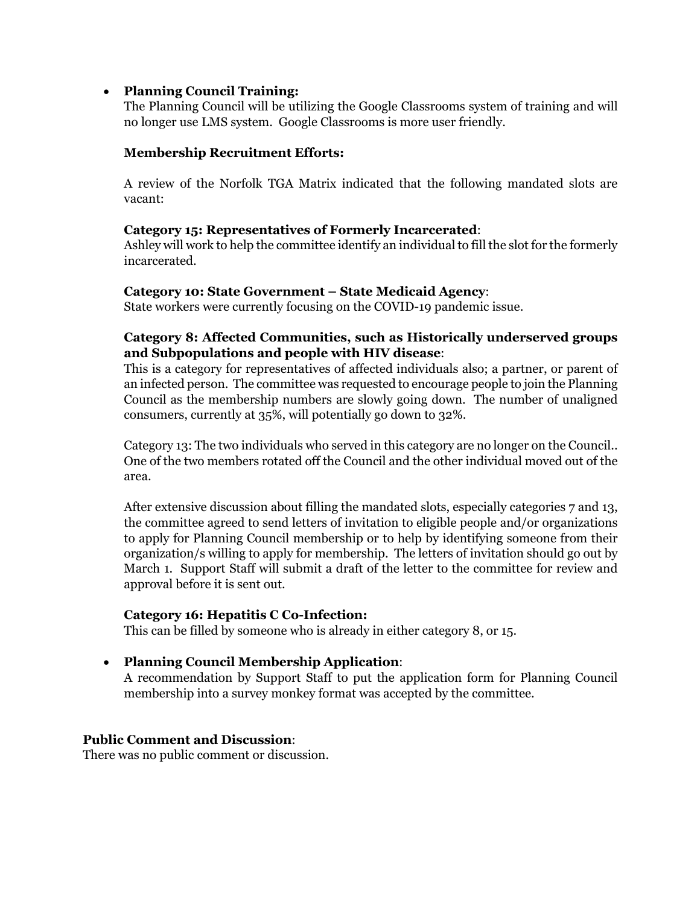- **Planning Council Training:**
  The Planning Council will be utilizing the Google Classrooms system of training and will no longer use LMS system. Google Classrooms is more user friendly.

  **Membership Recruitment Efforts:**

  A review of the Norfolk TGA Matrix indicated that the following mandated slots are vacant:

  **Category 15: Representatives of Formerly Incarcerated**:
  Ashley will work to help the committee identify an individual to fill the slot for the formerly incarcerated.

  **Category 10: State Government – State Medicaid Agency**:
  State workers were currently focusing on the COVID-19 pandemic issue.

  **Category 8: Affected Communities, such as Historically underserved groups and Subpopulations and people with HIV disease**:
  This is a category for representatives of affected individuals also; a partner, or parent of an infected person. The committee was requested to encourage people to join the Planning Council as the membership numbers are slowly going down. The number of unaligned consumers, currently at 35%, will potentially go down to 32%.

  Category 13: The two individuals who served in this category are no longer on the Council.. One of the two members rotated off the Council and the other individual moved out of the area.

  After extensive discussion about filling the mandated slots, especially categories 7 and 13, the committee agreed to send letters of invitation to eligible people and/or organizations to apply for Planning Council membership or to help by identifying someone from their organization/s willing to apply for membership. The letters of invitation should go out by March 1. Support Staff will submit a draft of the letter to the committee for review and approval before it is sent out.

  **Category 16: Hepatitis C Co-Infection:**
  This can be filled by someone who is already in either category 8, or 15.

- **Planning Council Membership Application**:
  A recommendation by Support Staff to put the application form for Planning Council membership into a survey monkey format was accepted by the committee.

**Public Comment and Discussion**:
There was no public comment or discussion.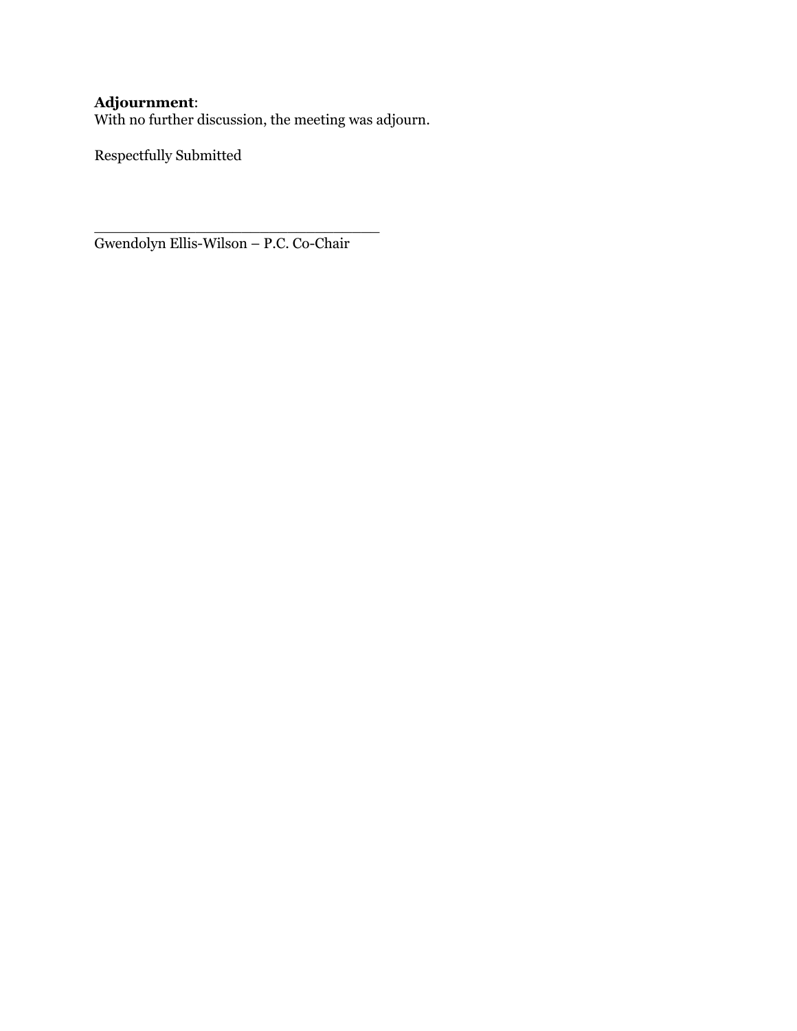**Adjournment**:
With no further discussion, the meeting was adjourn.

Respectfully Submitted

_________________________________
Gwendolyn Ellis-Wilson – P.C. Co-Chair